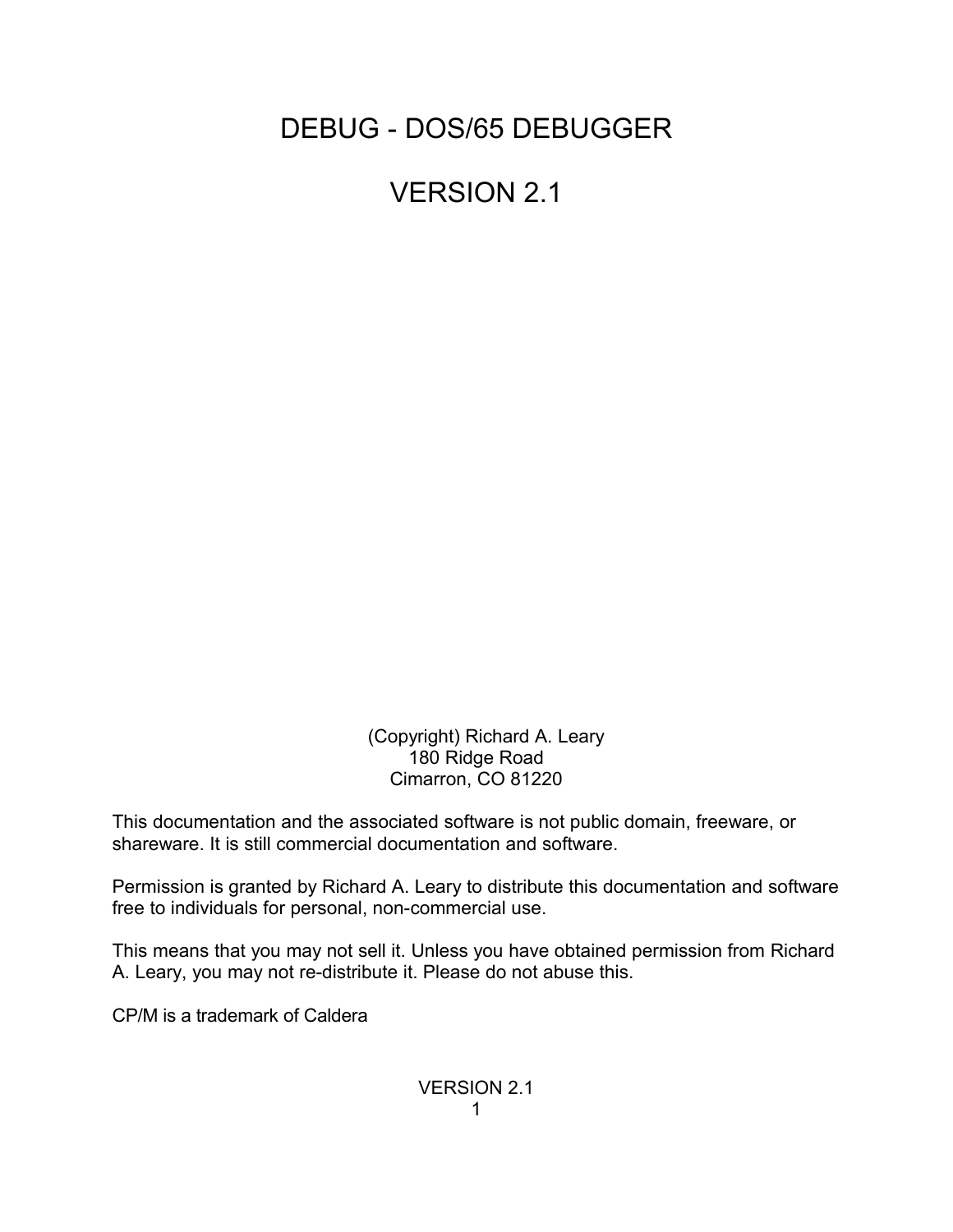# DEBUG - DOS/65 DEBUGGER

# VERSION 2.1

(Copyright) Richard A. Leary
180 Ridge Road
Cimarron, CO 81220

This documentation and the associated software is not public domain, freeware, or shareware. It is still commercial documentation and software.

Permission is granted by Richard A. Leary to distribute this documentation and software free to individuals for personal, non-commercial use.

This means that you may not sell it. Unless you have obtained permission from Richard A. Leary, you may not re-distribute it. Please do not abuse this.

CP/M is a trademark of Caldera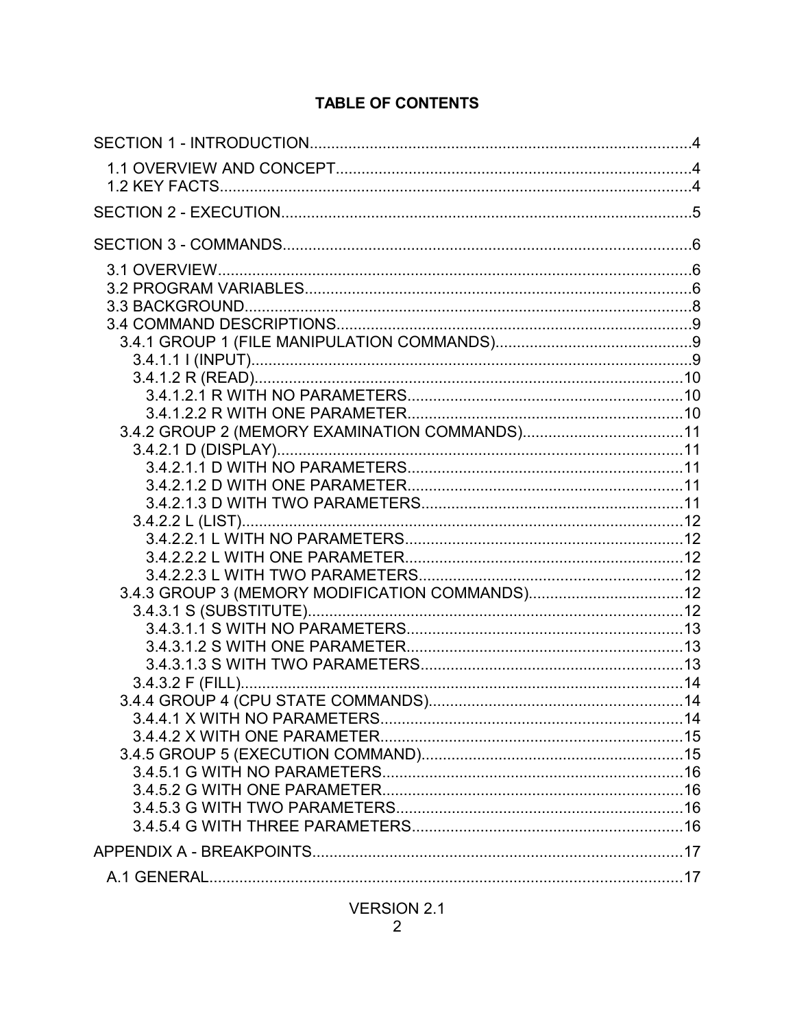## TABLE OF CONTENTS

SECTION 1 - INTRODUCTION....................................................................................4

- 1.1 OVERVIEW AND CONCEPT....................................................................................4
- 1.2 KEY FACTS....................................................................................4

SECTION 2 - EXECUTION....................................................................................5

SECTION 3 - COMMANDS....................................................................................6

- 3.1 OVERVIEW....................................................................................6
- 3.2 PROGRAM VARIABLES....................................................................................6
- 3.3 BACKGROUND....................................................................................8
- 3.4 COMMAND DESCRIPTIONS....................................................................................9
  - 3.4.1 GROUP 1 (FILE MANIPULATION COMMANDS)....................................................................................9
    - 3.4.1.1 I (INPUT)....................................................................................9
    - 3.4.1.2 R (READ)....................................................................................10
      - 3.4.1.2.1 R WITH NO PARAMETERS....................................................................................10
      - 3.4.1.2.2 R WITH ONE PARAMETER....................................................................................10
  - 3.4.2 GROUP 2 (MEMORY EXAMINATION COMMANDS)....................................................................................11
    - 3.4.2.1 D (DISPLAY)....................................................................................11
      - 3.4.2.1.1 D WITH NO PARAMETERS....................................................................................11
      - 3.4.2.1.2 D WITH ONE PARAMETER....................................................................................11
      - 3.4.2.1.3 D WITH TWO PARAMETERS....................................................................................11
    - 3.4.2.2 L (LIST)....................................................................................12
      - 3.4.2.2.1 L WITH NO PARAMETERS....................................................................................12
      - 3.4.2.2.2 L WITH ONE PARAMETER....................................................................................12
      - 3.4.2.2.3 L WITH TWO PARAMETERS....................................................................................12
  - 3.4.3 GROUP 3 (MEMORY MODIFICATION COMMANDS)....................................................................................12
    - 3.4.3.1 S (SUBSTITUTE)....................................................................................12
      - 3.4.3.1.1 S WITH NO PARAMETERS....................................................................................13
      - 3.4.3.1.2 S WITH ONE PARAMETER....................................................................................13
      - 3.4.3.1.3 S WITH TWO PARAMETERS....................................................................................13
    - 3.4.3.2 F (FILL)....................................................................................14
  - 3.4.4 GROUP 4 (CPU STATE COMMANDS)....................................................................................14
    - 3.4.4.1 X WITH NO PARAMETERS....................................................................................14
    - 3.4.4.2 X WITH ONE PARAMETER....................................................................................15
  - 3.4.5 GROUP 5 (EXECUTION COMMAND)....................................................................................15
    - 3.4.5.1 G WITH NO PARAMETERS....................................................................................16
    - 3.4.5.2 G WITH ONE PARAMETER....................................................................................16
    - 3.4.5.3 G WITH TWO PARAMETERS....................................................................................16
    - 3.4.5.4 G WITH THREE PARAMETERS....................................................................................16

APPENDIX A - BREAKPOINTS....................................................................................17

- A.1 GENERAL....................................................................................17

VERSION 2.1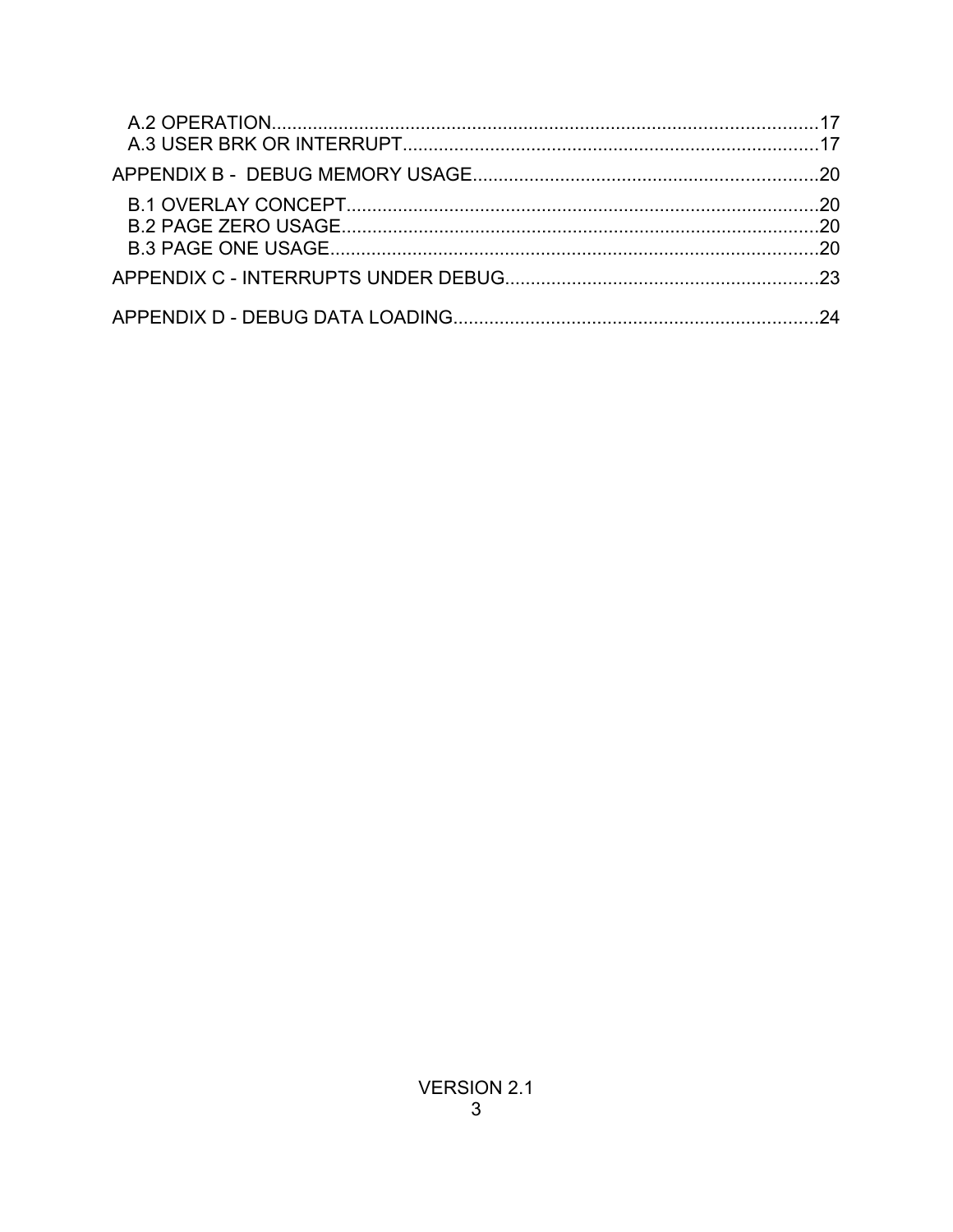A.2 OPERATION.........................................................................................................17
A.3 USER BRK OR INTERRUPT.................................................................................17

APPENDIX B - DEBUG MEMORY USAGE...................................................................20

B.1 OVERLAY CONCEPT...........................................................................................20
B.2 PAGE ZERO USAGE............................................................................................20
B.3 PAGE ONE USAGE..............................................................................................20

APPENDIX C - INTERRUPTS UNDER DEBUG............................................................23

APPENDIX D - DEBUG DATA LOADING.......................................................................24

VERSION 2.1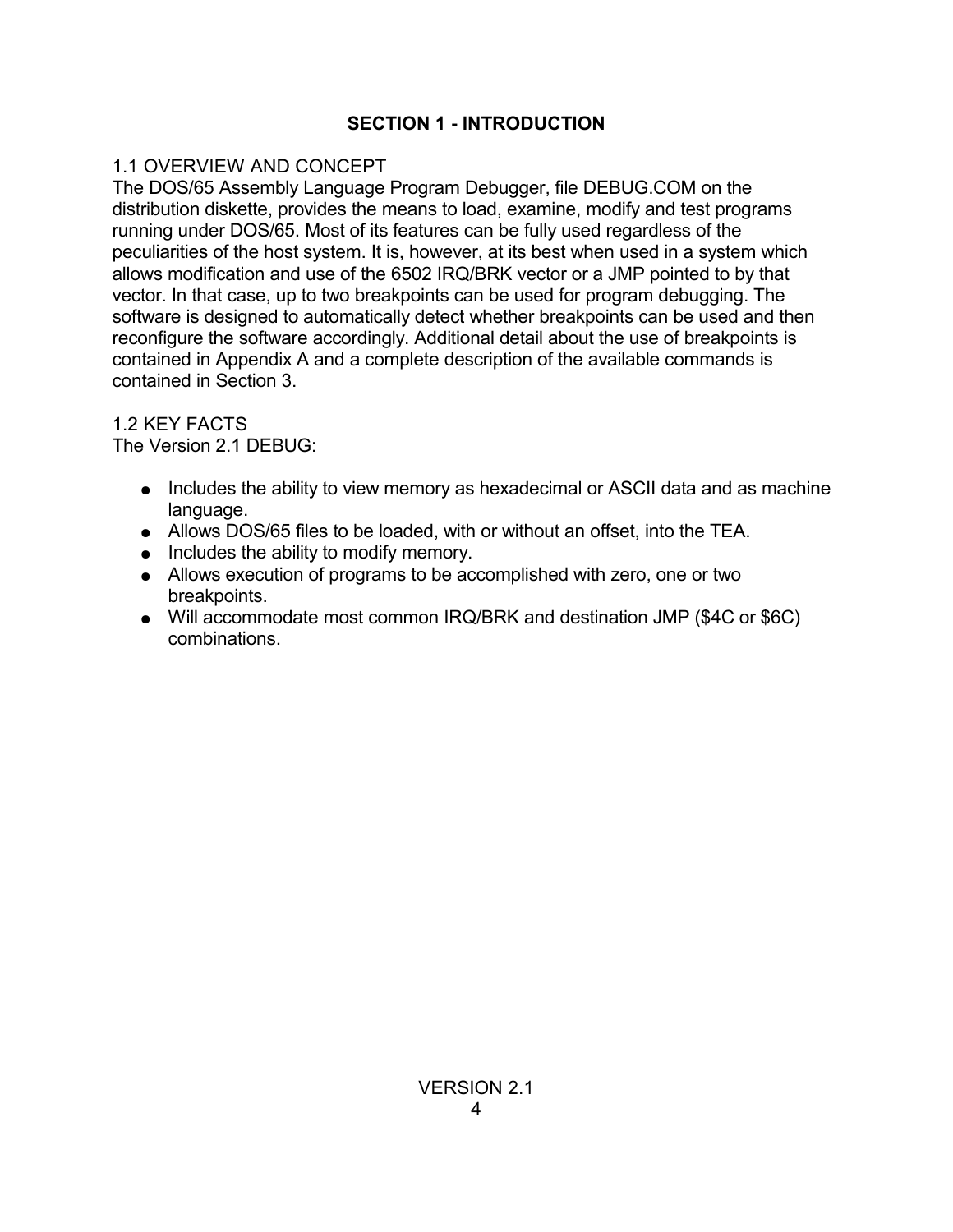# SECTION 1 - INTRODUCTION

## 1.1 OVERVIEW AND CONCEPT

The DOS/65 Assembly Language Program Debugger, file DEBUG.COM on the distribution diskette, provides the means to load, examine, modify and test programs running under DOS/65. Most of its features can be fully used regardless of the peculiarities of the host system. It is, however, at its best when used in a system which allows modification and use of the 6502 IRQ/BRK vector or a JMP pointed to by that vector. In that case, up to two breakpoints can be used for program debugging. The software is designed to automatically detect whether breakpoints can be used and then reconfigure the software accordingly. Additional detail about the use of breakpoints is contained in Appendix A and a complete description of the available commands is contained in Section 3.

## 1.2 KEY FACTS

The Version 2.1 DEBUG:

- Includes the ability to view memory as hexadecimal or ASCII data and as machine language.
- Allows DOS/65 files to be loaded, with or without an offset, into the TEA.
- Includes the ability to modify memory.
- Allows execution of programs to be accomplished with zero, one or two breakpoints.
- Will accommodate most common IRQ/BRK and destination JMP ($4C or $6C) combinations.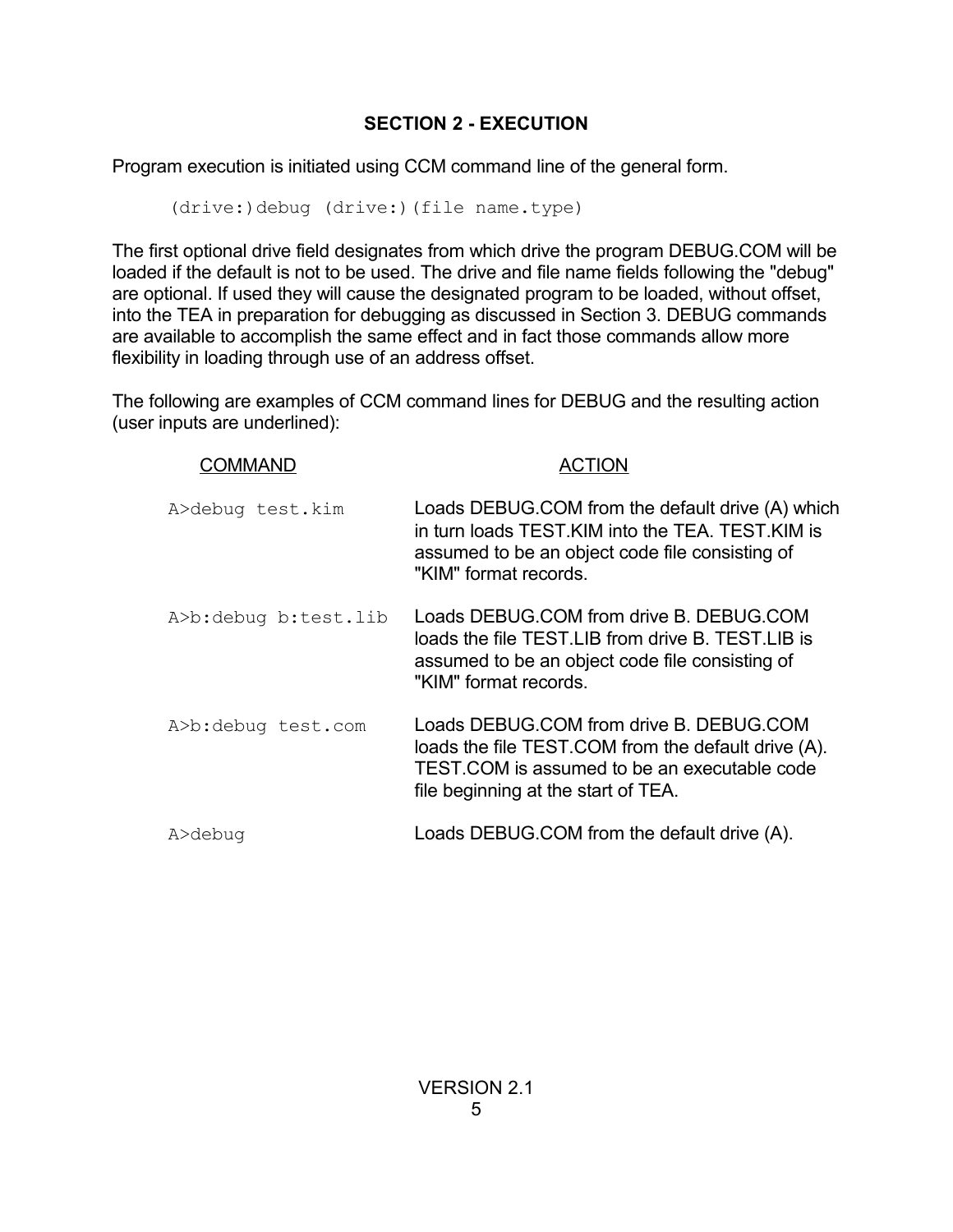## SECTION 2 - EXECUTION

Program execution is initiated using CCM command line of the general form.

```
(drive:)debug (drive:)(file name.type)
```

The first optional drive field designates from which drive the program DEBUG.COM will be loaded if the default is not to be used. The drive and file name fields following the "debug" are optional. If used they will cause the designated program to be loaded, without offset, into the TEA in preparation for debugging as discussed in Section 3. DEBUG commands are available to accomplish the same effect and in fact those commands allow more flexibility in loading through use of an address offset.

The following are examples of CCM command lines for DEBUG and the resulting action (user inputs are underlined):

| COMMAND | ACTION |
|---|---|
| `A>debug test.kim` | Loads DEBUG.COM from the default drive (A) which in turn loads TEST.KIM into the TEA. TEST.KIM is assumed to be an object code file consisting of "KIM" format records. |
| `A>b:debug b:test.lib` | Loads DEBUG.COM from drive B. DEBUG.COM loads the file TEST.LIB from drive B. TEST.LIB is assumed to be an object code file consisting of "KIM" format records. |
| `A>b:debug test.com` | Loads DEBUG.COM from drive B. DEBUG.COM loads the file TEST.COM from the default drive (A). TEST.COM is assumed to be an executable code file beginning at the start of TEA. |
| `A>debug` | Loads DEBUG.COM from the default drive (A). |

VERSION 2.1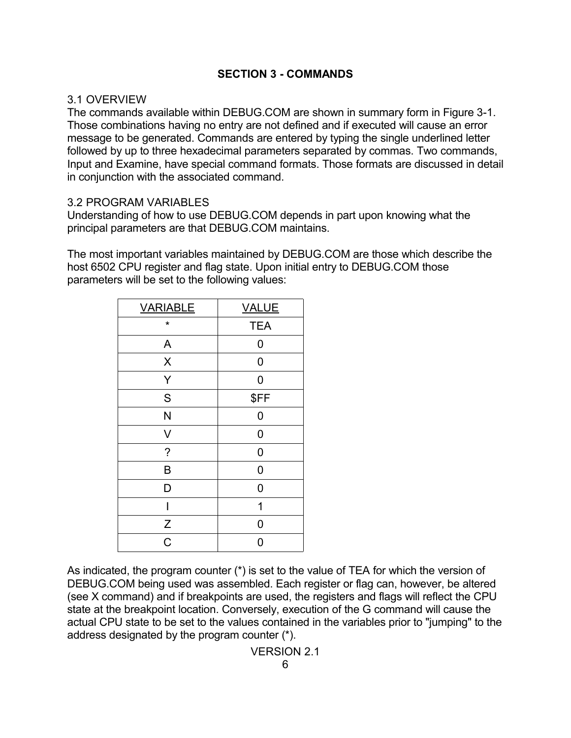## SECTION 3 - COMMANDS

3.1 OVERVIEW
The commands available within DEBUG.COM are shown in summary form in Figure 3-1. Those combinations having no entry are not defined and if executed will cause an error message to be generated. Commands are entered by typing the single underlined letter followed by up to three hexadecimal parameters separated by commas. Two commands, Input and Examine, have special command formats. Those formats are discussed in detail in conjunction with the associated command.

3.2 PROGRAM VARIABLES
Understanding of how to use DEBUG.COM depends in part upon knowing what the principal parameters are that DEBUG.COM maintains.

The most important variables maintained by DEBUG.COM are those which describe the host 6502 CPU register and flag state. Upon initial entry to DEBUG.COM those parameters will be set to the following values:

| VARIABLE | VALUE |
|---|---|
| * | TEA |
| A | 0 |
| X | 0 |
| Y | 0 |
| S | $FF |
| N | 0 |
| V | 0 |
| ? | 0 |
| B | 0 |
| D | 0 |
| I | 1 |
| Z | 0 |
| C | 0 |

As indicated, the program counter (*) is set to the value of TEA for which the version of DEBUG.COM being used was assembled. Each register or flag can, however, be altered (see X command) and if breakpoints are used, the registers and flags will reflect the CPU state at the breakpoint location. Conversely, execution of the G command will cause the actual CPU state to be set to the values contained in the variables prior to "jumping" to the address designated by the program counter (*).

VERSION 2.1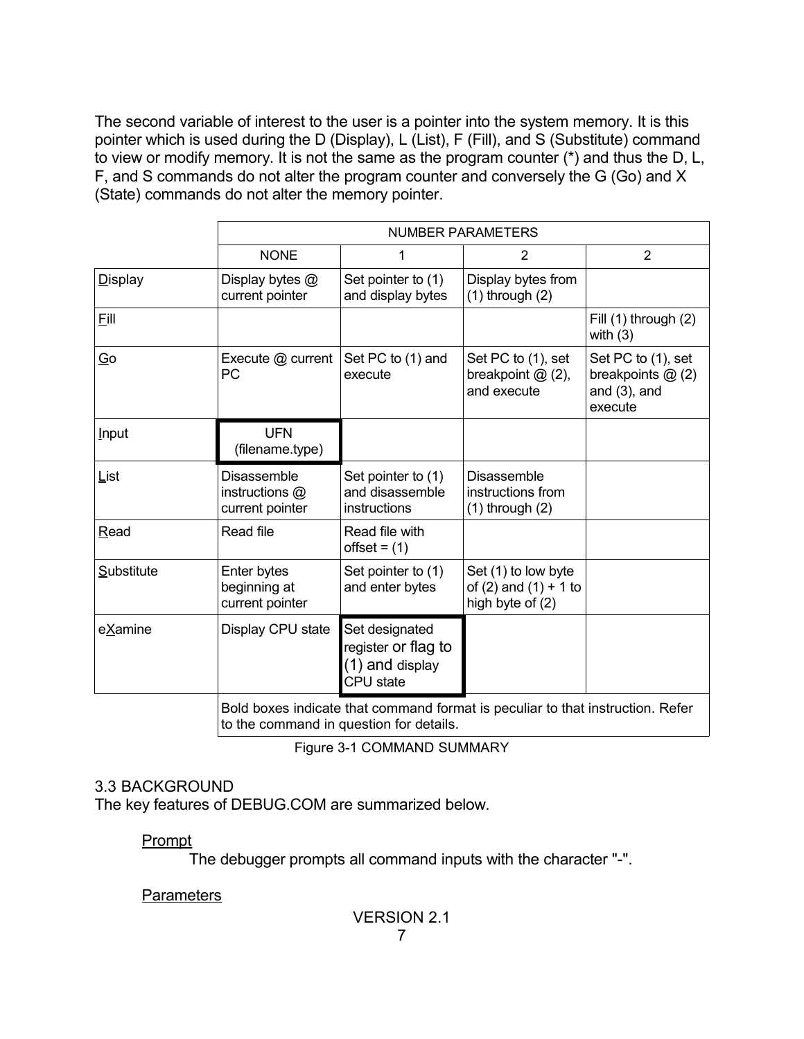The second variable of interest to the user is a pointer into the system memory. It is this pointer which is used during the D (Display), L (List), F (Fill), and S (Substitute) command to view or modify memory. It is not the same as the program counter (*) and thus the D, L, F, and S commands do not alter the program counter and conversely the G (Go) and X (State) commands do not alter the memory pointer.

| | NUMBER PARAMETERS | | | |
|---|---|---|---|---|
| | NONE | 1 | 2 | 2 |
| Display | Display bytes @ current pointer | Set pointer to (1) and display bytes | Display bytes from (1) through (2) | |
| Fill | | | | Fill (1) through (2) with (3) |
| Go | Execute @ current PC | Set PC to (1) and execute | Set PC to (1), set breakpoint @ (2), and execute | Set PC to (1), set breakpoints @ (2) and (3), and execute |
| Input | **UFN (filename.type)** | | | |
| List | Disassemble instructions @ current pointer | Set pointer to (1) and disassemble instructions | Disassemble instructions from (1) through (2) | |
| Read | Read file | Read file with offset = (1) | | |
| Substitute | Enter bytes beginning at current pointer | Set pointer to (1) and enter bytes | Set (1) to low byte of (2) and (1) + 1 to high byte of (2) | |
| eXamine | Display CPU state | **Set designated register or flag to (1) and display CPU state** | | |
| | Bold boxes indicate that command format is peculiar to that instruction. Refer to the command in question for details. | | | |

Figure 3-1 COMMAND SUMMARY

### 3.3 BACKGROUND

The key features of DEBUG.COM are summarized below.

Prompt

The debugger prompts all command inputs with the character "-".

Parameters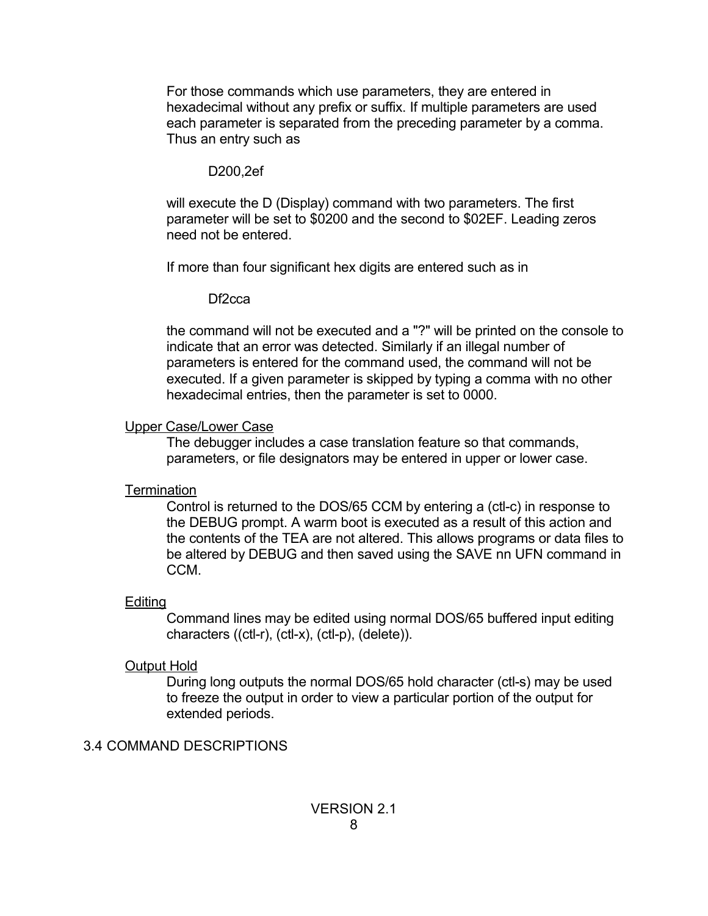For those commands which use parameters, they are entered in hexadecimal without any prefix or suffix. If multiple parameters are used each parameter is separated from the preceding parameter by a comma. Thus an entry such as

```
D200,2ef
```

will execute the D (Display) command with two parameters. The first parameter will be set to $0200 and the second to $02EF. Leading zeros need not be entered.

If more than four significant hex digits are entered such as in

```
Df2cca
```

the command will not be executed and a "?" will be printed on the console to indicate that an error was detected. Similarly if an illegal number of parameters is entered for the command used, the command will not be executed. If a given parameter is skipped by typing a comma with no other hexadecimal entries, then the parameter is set to 0000.

<u>Upper Case/Lower Case</u>

The debugger includes a case translation feature so that commands, parameters, or file designators may be entered in upper or lower case.

<u>Termination</u>

Control is returned to the DOS/65 CCM by entering a (ctl-c) in response to the DEBUG prompt. A warm boot is executed as a result of this action and the contents of the TEA are not altered. This allows programs or data files to be altered by DEBUG and then saved using the SAVE nn UFN command in CCM.

<u>Editing</u>

Command lines may be edited using normal DOS/65 buffered input editing characters ((ctl-r), (ctl-x), (ctl-p), (delete)).

<u>Output Hold</u>

During long outputs the normal DOS/65 hold character (ctl-s) may be used to freeze the output in order to view a particular portion of the output for extended periods.

## 3.4 COMMAND DESCRIPTIONS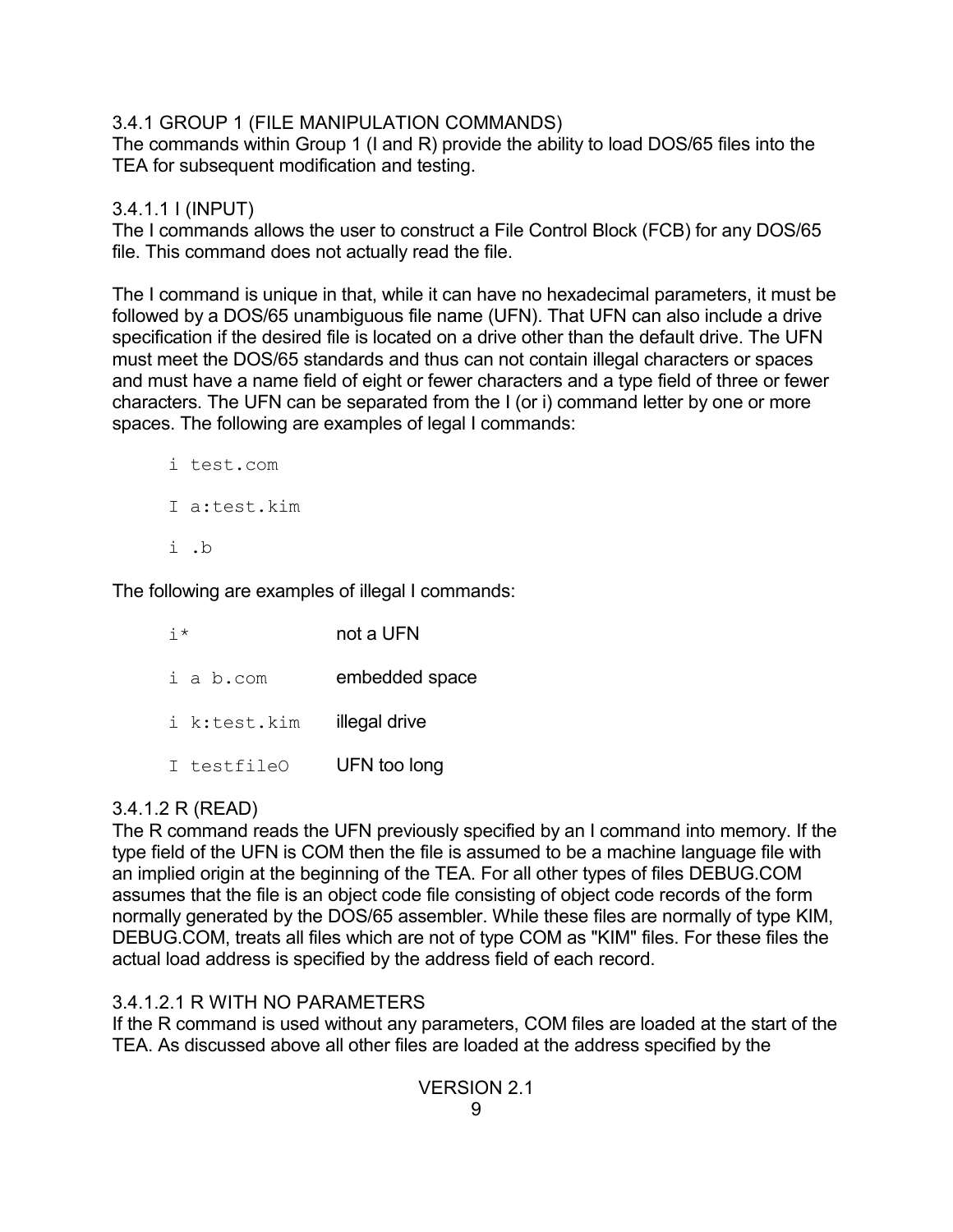### 3.4.1 GROUP 1 (FILE MANIPULATION COMMANDS)

The commands within Group 1 (I and R) provide the ability to load DOS/65 files into the TEA for subsequent modification and testing.

#### 3.4.1.1 I (INPUT)

The I commands allows the user to construct a File Control Block (FCB) for any DOS/65 file. This command does not actually read the file.

The I command is unique in that, while it can have no hexadecimal parameters, it must be followed by a DOS/65 unambiguous file name (UFN). That UFN can also include a drive specification if the desired file is located on a drive other than the default drive. The UFN must meet the DOS/65 standards and thus can not contain illegal characters or spaces and must have a name field of eight or fewer characters and a type field of three or fewer characters. The UFN can be separated from the I (or i) command letter by one or more spaces. The following are examples of legal I commands:

```
i test.com

I a:test.kim

i .b
```

The following are examples of illegal I commands:

| | |
|---|---|
| `i*` | not a UFN |
| `i a b.com` | embedded space |
| `i k:test.kim` | illegal drive |
| `I testfile0` | UFN too long |

#### 3.4.1.2 R (READ)

The R command reads the UFN previously specified by an I command into memory. If the type field of the UFN is COM then the file is assumed to be a machine language file with an implied origin at the beginning of the TEA. For all other types of files DEBUG.COM assumes that the file is an object code file consisting of object code records of the form normally generated by the DOS/65 assembler. While these files are normally of type KIM, DEBUG.COM, treats all files which are not of type COM as "KIM" files. For these files the actual load address is specified by the address field of each record.

##### 3.4.1.2.1 R WITH NO PARAMETERS

If the R command is used without any parameters, COM files are loaded at the start of the TEA. As discussed above all other files are loaded at the address specified by the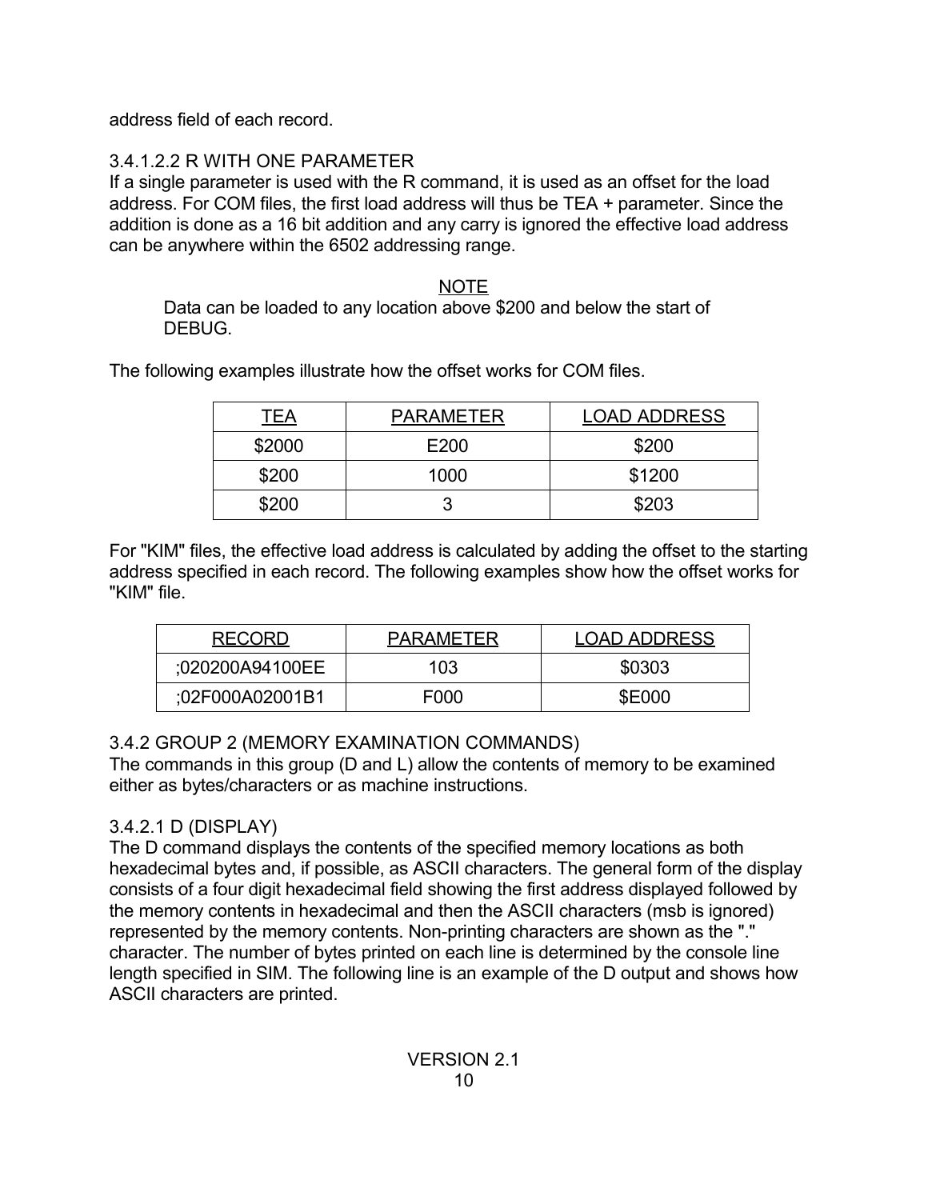address field of each record.

#### 3.4.1.2.2 R WITH ONE PARAMETER

If a single parameter is used with the R command, it is used as an offset for the load address. For COM files, the first load address will thus be TEA + parameter. Since the addition is done as a 16 bit addition and any carry is ignored the effective load address can be anywhere within the 6502 addressing range.

<u>NOTE</u>

Data can be loaded to any location above $200 and below the start of DEBUG.

The following examples illustrate how the offset works for COM files.

| TEA | PARAMETER | LOAD ADDRESS |
|---|---|---|
| $2000 | E200 | $200 |
| $200 | 1000 | $1200 |
| $200 | 3 | $203 |

For "KIM" files, the effective load address is calculated by adding the offset to the starting address specified in each record. The following examples show how the offset works for "KIM" file.

| RECORD | PARAMETER | LOAD ADDRESS |
|---|---|---|
| ;020200A94100EE | 103 | $0303 |
| ;02F000A02001B1 | F000 | $E000 |

### 3.4.2 GROUP 2 (MEMORY EXAMINATION COMMANDS)

The commands in this group (D and L) allow the contents of memory to be examined either as bytes/characters or as machine instructions.

#### 3.4.2.1 D (DISPLAY)

The D command displays the contents of the specified memory locations as both hexadecimal bytes and, if possible, as ASCII characters. The general form of the display consists of a four digit hexadecimal field showing the first address displayed followed by the memory contents in hexadecimal and then the ASCII characters (msb is ignored) represented by the memory contents. Non-printing characters are shown as the "." character. The number of bytes printed on each line is determined by the console line length specified in SIM. The following line is an example of the D output and shows how ASCII characters are printed.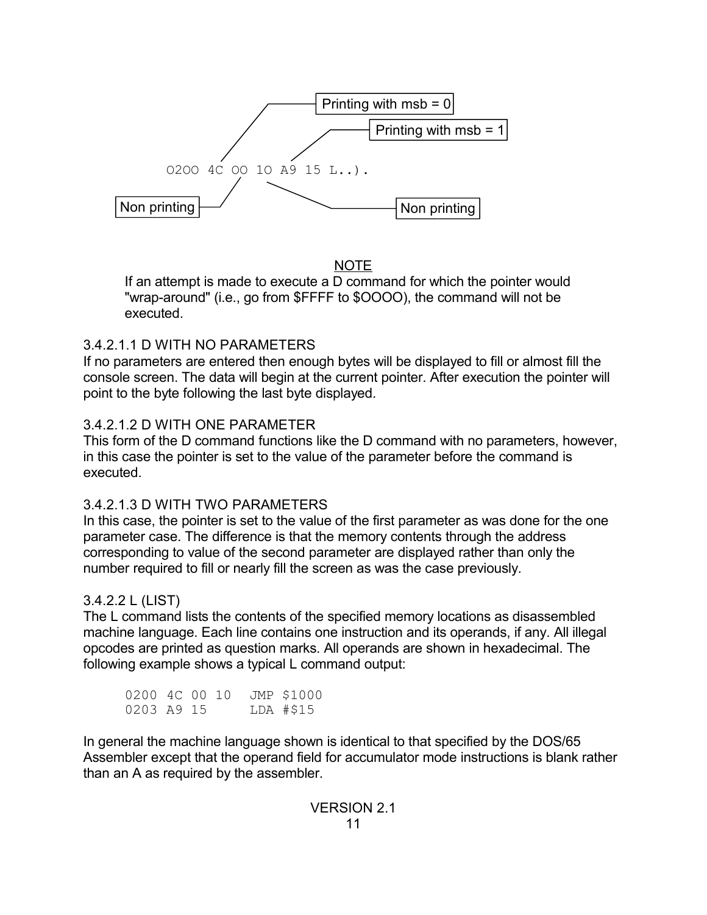```
                                    Printing with msb = 0
                                              Printing with msb = 1

        0200 4C 00 10 A9 15 L..).

Non printing                                        Non printing
```

<u>NOTE</u>

If an attempt is made to execute a D command for which the pointer would "wrap-around" (i.e., go from $FFFF to $0000), the command will not be executed.

### 3.4.2.1.1 D WITH NO PARAMETERS

If no parameters are entered then enough bytes will be displayed to fill or almost fill the console screen. The data will begin at the current pointer. After execution the pointer will point to the byte following the last byte displayed.

### 3.4.2.1.2 D WITH ONE PARAMETER

This form of the D command functions like the D command with no parameters, however, in this case the pointer is set to the value of the parameter before the command is executed.

### 3.4.2.1.3 D WITH TWO PARAMETERS

In this case, the pointer is set to the value of the first parameter as was done for the one parameter case. The difference is that the memory contents through the address corresponding to value of the second parameter are displayed rather than only the number required to fill or nearly fill the screen as was the case previously.

### 3.4.2.2 L (LIST)

The L command lists the contents of the specified memory locations as disassembled machine language. Each line contains one instruction and its operands, if any. All illegal opcodes are printed as question marks. All operands are shown in hexadecimal. The following example shows a typical L command output:

```
0200 4C 00 10  JMP $1000
0203 A9 15     LDA #$15
```

In general the machine language shown is identical to that specified by the DOS/65 Assembler except that the operand field for accumulator mode instructions is blank rather than an A as required by the assembler.

VERSION 2.1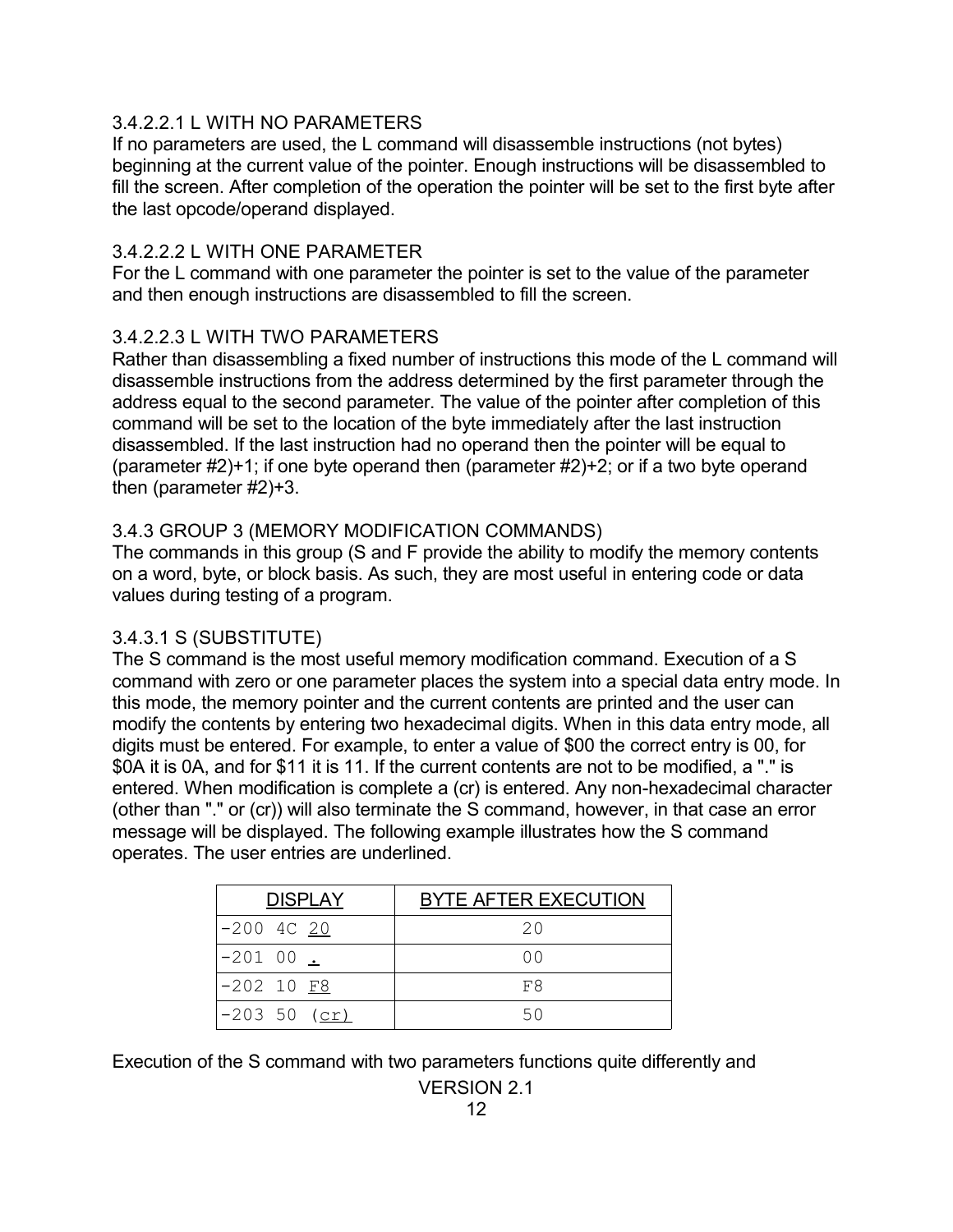#### 3.4.2.2.1 L WITH NO PARAMETERS

If no parameters are used, the L command will disassemble instructions (not bytes) beginning at the current value of the pointer. Enough instructions will be disassembled to fill the screen. After completion of the operation the pointer will be set to the first byte after the last opcode/operand displayed.

#### 3.4.2.2.2 L WITH ONE PARAMETER

For the L command with one parameter the pointer is set to the value of the parameter and then enough instructions are disassembled to fill the screen.

#### 3.4.2.2.3 L WITH TWO PARAMETERS

Rather than disassembling a fixed number of instructions this mode of the L command will disassemble instructions from the address determined by the first parameter through the address equal to the second parameter. The value of the pointer after completion of this command will be set to the location of the byte immediately after the last instruction disassembled. If the last instruction had no operand then the pointer will be equal to (parameter #2)+1; if one byte operand then (parameter #2)+2; or if a two byte operand then (parameter #2)+3.

### 3.4.3 GROUP 3 (MEMORY MODIFICATION COMMANDS)

The commands in this group (S and F provide the ability to modify the memory contents on a word, byte, or block basis. As such, they are most useful in entering code or data values during testing of a program.

#### 3.4.3.1 S (SUBSTITUTE)

The S command is the most useful memory modification command. Execution of a S command with zero or one parameter places the system into a special data entry mode. In this mode, the memory pointer and the current contents are printed and the user can modify the contents by entering two hexadecimal digits. When in this data entry mode, all digits must be entered. For example, to enter a value of $00 the correct entry is 00, for $0A it is 0A, and for $11 it is 11. If the current contents are not to be modified, a "." is entered. When modification is complete a (cr) is entered. Any non-hexadecimal character (other than "." or (cr)) will also terminate the S command, however, in that case an error message will be displayed. The following example illustrates how the S command operates. The user entries are underlined.

| DISPLAY | BYTE AFTER EXECUTION |
|---|---|
| `-200 4C` <u>`20`</u> | 20 |
| `-201 00` <u>`.`</u> | 00 |
| `-202 10` <u>`F8`</u> | F8 |
| `-203 50 (`<u>`cr`</u>`)` | 50 |

Execution of the S command with two parameters functions quite differently and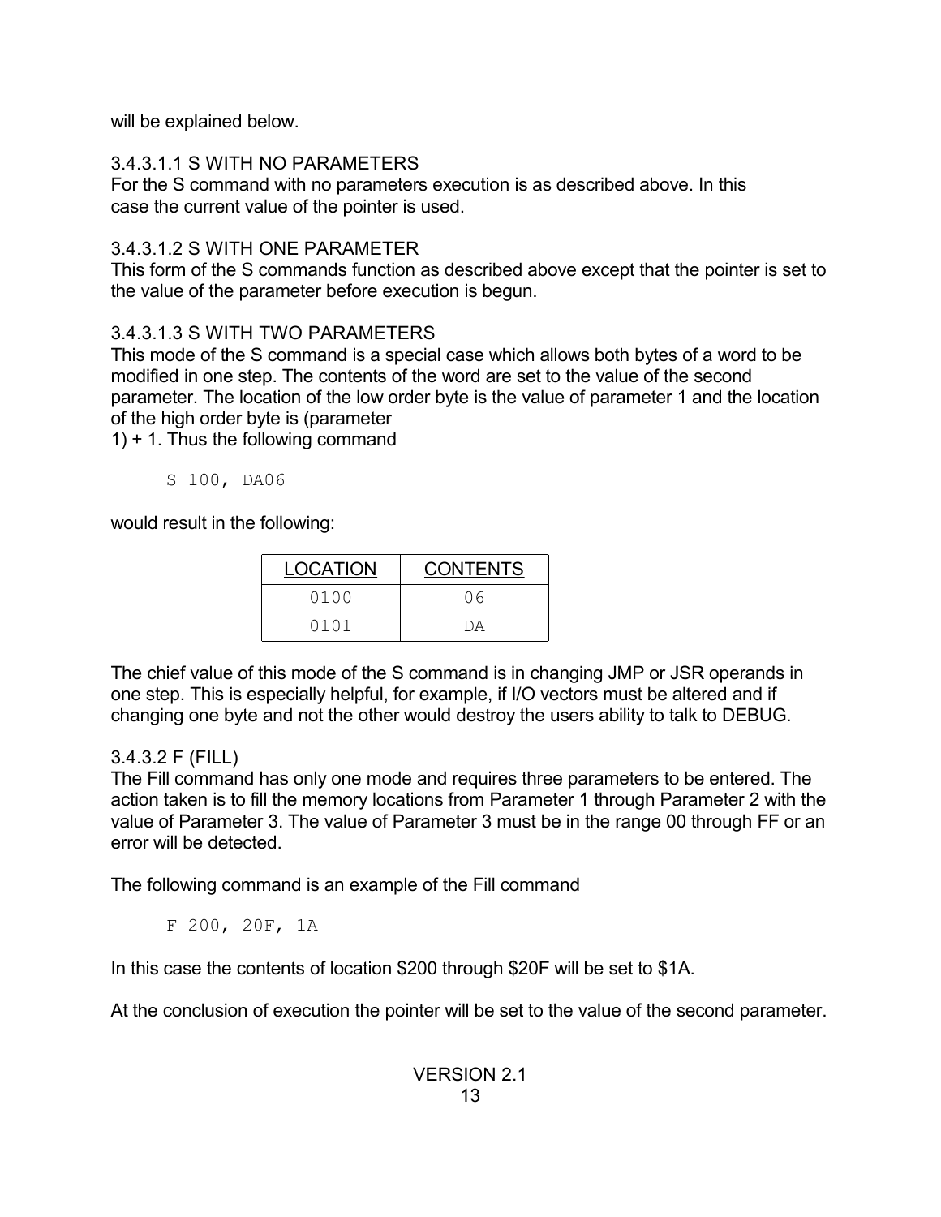will be explained below.

#### 3.4.3.1.1 S WITH NO PARAMETERS

For the S command with no parameters execution is as described above. In this case the current value of the pointer is used.

#### 3.4.3.1.2 S WITH ONE PARAMETER

This form of the S commands function as described above except that the pointer is set to the value of the parameter before execution is begun.

#### 3.4.3.1.3 S WITH TWO PARAMETERS

This mode of the S command is a special case which allows both bytes of a word to be modified in one step. The contents of the word are set to the value of the second parameter. The location of the low order byte is the value of parameter 1 and the location of the high order byte is (parameter
1) + 1. Thus the following command

```
S 100, DA06
```

would result in the following:

| LOCATION | CONTENTS |
|---|---|
| 0100 | 06 |
| 0101 | DA |

The chief value of this mode of the S command is in changing JMP or JSR operands in one step. This is especially helpful, for example, if I/O vectors must be altered and if changing one byte and not the other would destroy the users ability to talk to DEBUG.

### 3.4.3.2 F (FILL)

The Fill command has only one mode and requires three parameters to be entered. The action taken is to fill the memory locations from Parameter 1 through Parameter 2 with the value of Parameter 3. The value of Parameter 3 must be in the range 00 through FF or an error will be detected.

The following command is an example of the Fill command

```
F 200, 20F, 1A
```

In this case the contents of location $200 through $20F will be set to $1A.

At the conclusion of execution the pointer will be set to the value of the second parameter.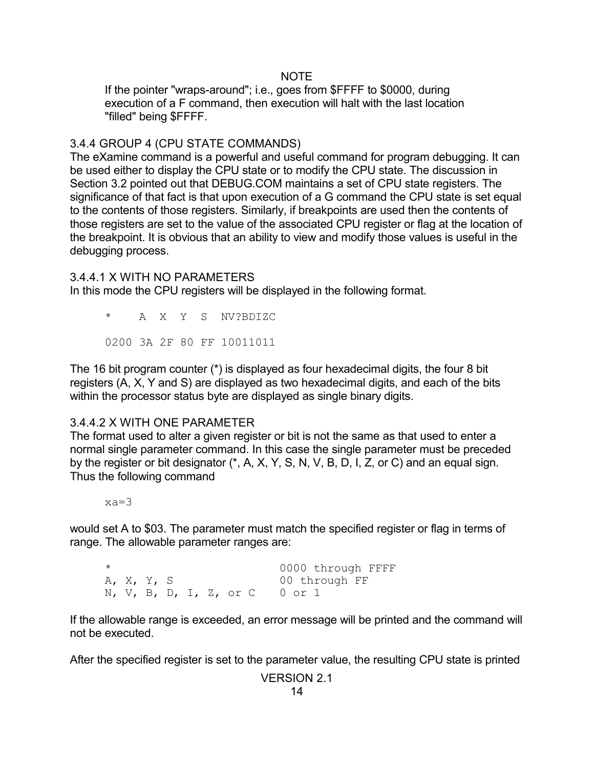NOTE

If the pointer "wraps-around"; i.e., goes from $FFFF to $0000, during execution of a F command, then execution will halt with the last location "filled" being $FFFF.

### 3.4.4 GROUP 4 (CPU STATE COMMANDS)

The eXamine command is a powerful and useful command for program debugging. It can be used either to display the CPU state or to modify the CPU state. The discussion in Section 3.2 pointed out that DEBUG.COM maintains a set of CPU state registers. The significance of that fact is that upon execution of a G command the CPU state is set equal to the contents of those registers. Similarly, if breakpoints are used then the contents of those registers are set to the value of the associated CPU register or flag at the location of the breakpoint. It is obvious that an ability to view and modify those values is useful in the debugging process.

#### 3.4.4.1 X WITH NO PARAMETERS

In this mode the CPU registers will be displayed in the following format.

```
*     A  X  Y  S  NV?BDIZC

0200 3A 2F 80 FF 10011011
```

The 16 bit program counter (*) is displayed as four hexadecimal digits, the four 8 bit registers (A, X, Y and S) are displayed as two hexadecimal digits, and each of the bits within the processor status byte are displayed as single binary digits.

#### 3.4.4.2 X WITH ONE PARAMETER

The format used to alter a given register or bit is not the same as that used to enter a normal single parameter command. In this case the single parameter must be preceded by the register or bit designator (*, A, X, Y, S, N, V, B, D, I, Z, or C) and an equal sign. Thus the following command

```
xa=3
```

would set A to $03. The parameter must match the specified register or flag in terms of range. The allowable parameter ranges are:

```
*                         0000 through FFFF
A, X, Y, S                00 through FF
N, V, B, D, I, Z, or C    0 or 1
```

If the allowable range is exceeded, an error message will be printed and the command will not be executed.

After the specified register is set to the parameter value, the resulting CPU state is printed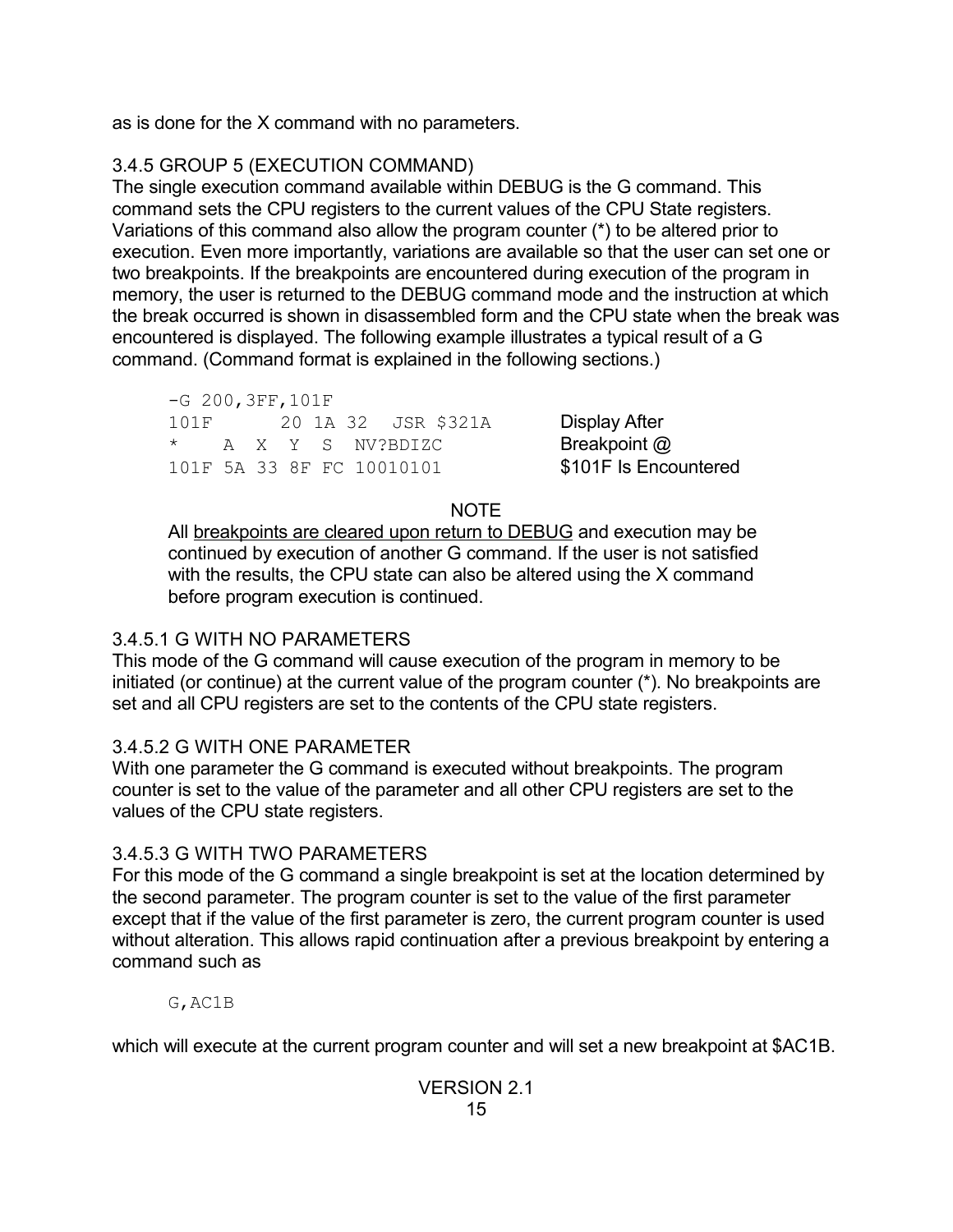as is done for the X command with no parameters.

### 3.4.5 GROUP 5 (EXECUTION COMMAND)

The single execution command available within DEBUG is the G command. This command sets the CPU registers to the current values of the CPU State registers. Variations of this command also allow the program counter (*) to be altered prior to execution. Even more importantly, variations are available so that the user can set one or two breakpoints. If the breakpoints are encountered during execution of the program in memory, the user is returned to the DEBUG command mode and the instruction at which the break occurred is shown in disassembled form and the CPU state when the break was encountered is displayed. The following example illustrates a typical result of a G command. (Command format is explained in the following sections.)

```
-G 200,3FF,101F
101F      20 1A 32  JSR $321A        Display After
*    A  X  Y  S  NV?BDIZC            Breakpoint @
101F 5A 33 8F FC 10010101            $101F Is Encountered
```

NOTE

All breakpoints are cleared upon return to DEBUG and execution may be continued by execution of another G command. If the user is not satisfied with the results, the CPU state can also be altered using the X command before program execution is continued.

#### 3.4.5.1 G WITH NO PARAMETERS

This mode of the G command will cause execution of the program in memory to be initiated (or continue) at the current value of the program counter (*). No breakpoints are set and all CPU registers are set to the contents of the CPU state registers.

#### 3.4.5.2 G WITH ONE PARAMETER

With one parameter the G command is executed without breakpoints. The program counter is set to the value of the parameter and all other CPU registers are set to the values of the CPU state registers.

#### 3.4.5.3 G WITH TWO PARAMETERS

For this mode of the G command a single breakpoint is set at the location determined by the second parameter. The program counter is set to the value of the first parameter except that if the value of the first parameter is zero, the current program counter is used without alteration. This allows rapid continuation after a previous breakpoint by entering a command such as

```
G,AC1B
```

which will execute at the current program counter and will set a new breakpoint at $AC1B.

VERSION 2.1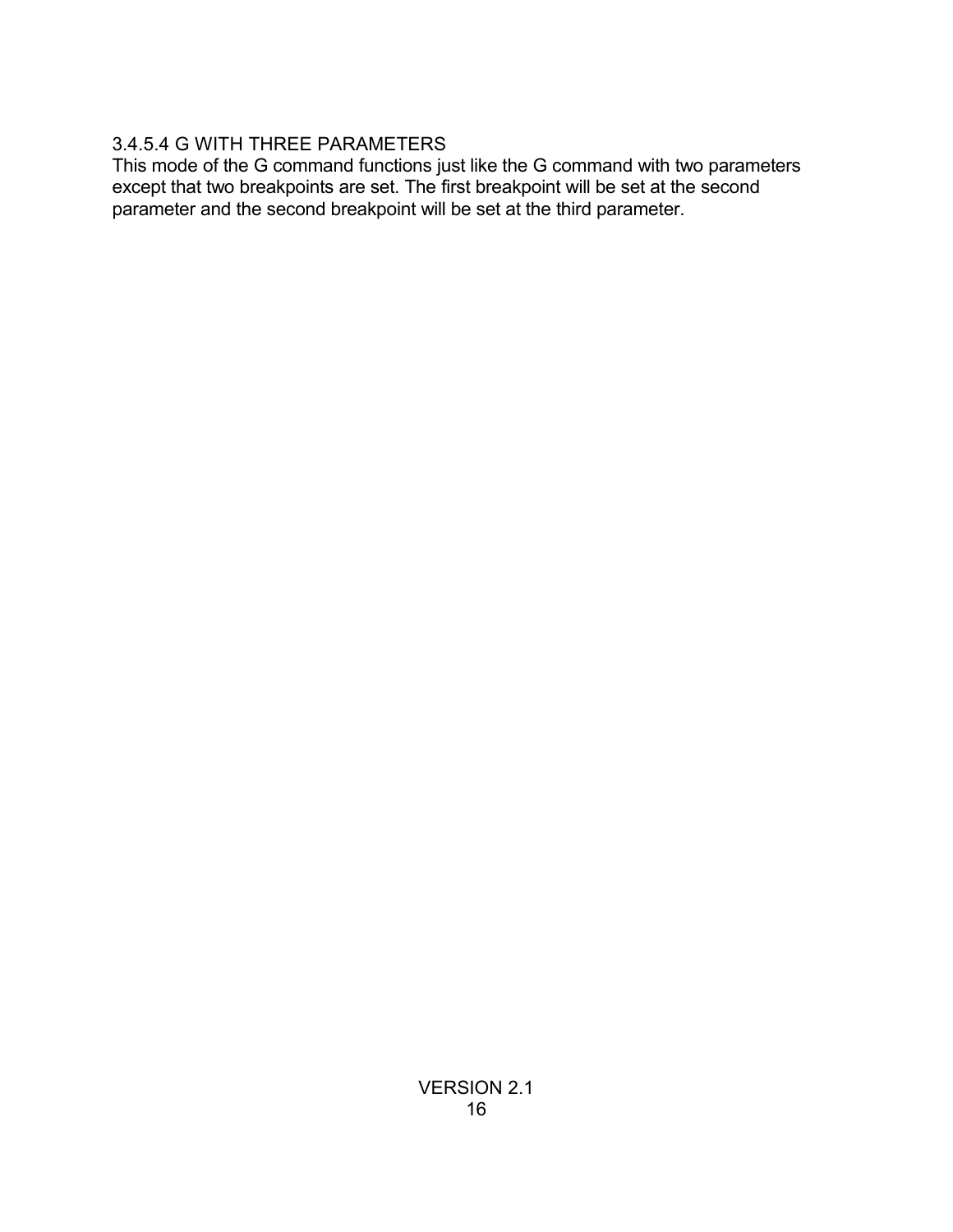#### 3.4.5.4 G WITH THREE PARAMETERS

This mode of the G command functions just like the G command with two parameters except that two breakpoints are set. The first breakpoint will be set at the second parameter and the second breakpoint will be set at the third parameter.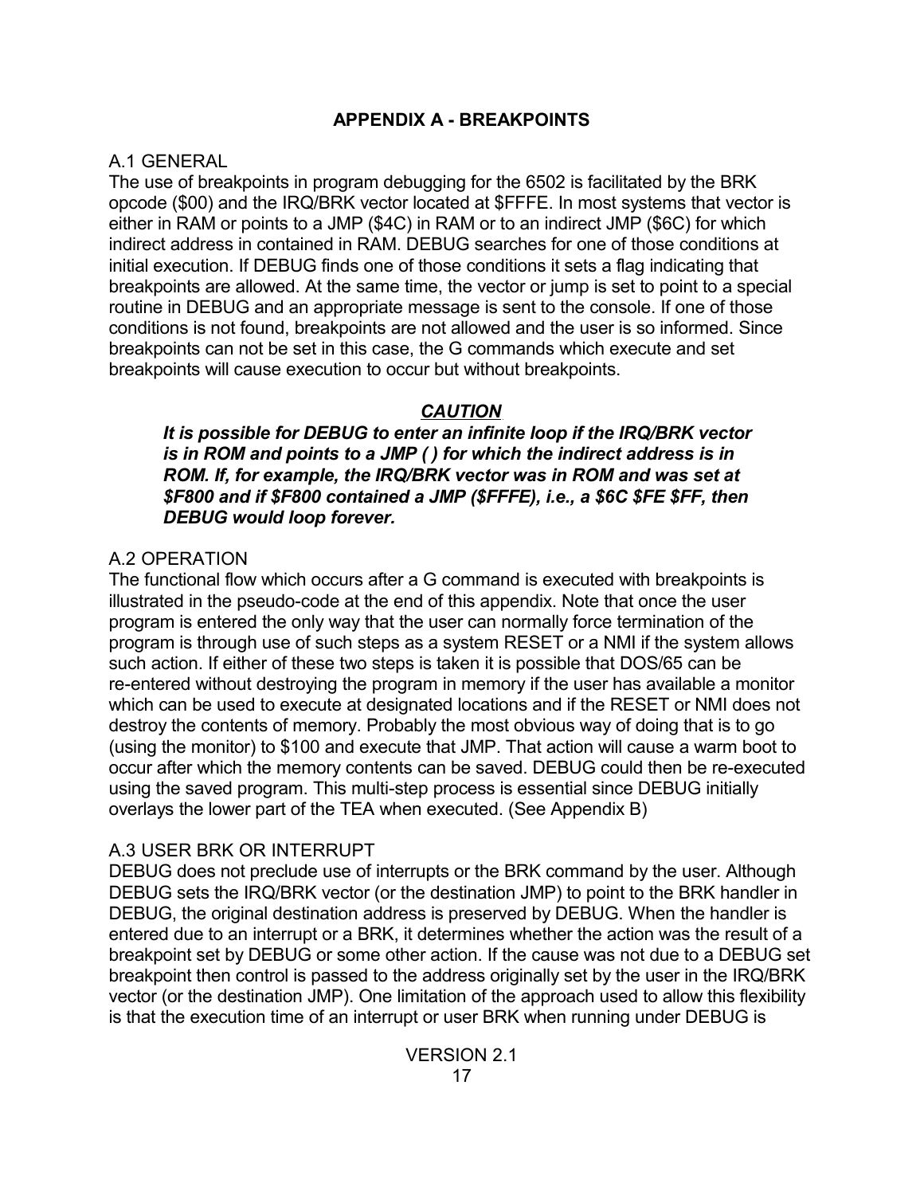## APPENDIX A - BREAKPOINTS

A.1 GENERAL

The use of breakpoints in program debugging for the 6502 is facilitated by the BRK opcode ($00) and the IRQ/BRK vector located at $FFFE. In most systems that vector is either in RAM or points to a JMP ($4C) in RAM or to an indirect JMP ($6C) for which indirect address in contained in RAM. DEBUG searches for one of those conditions at initial execution. If DEBUG finds one of those conditions it sets a flag indicating that breakpoints are allowed. At the same time, the vector or jump is set to point to a special routine in DEBUG and an appropriate message is sent to the console. If one of those conditions is not found, breakpoints are not allowed and the user is so informed. Since breakpoints can not be set in this case, the G commands which execute and set breakpoints will cause execution to occur but without breakpoints.

***CAUTION***

> ***It is possible for DEBUG to enter an infinite loop if the IRQ/BRK vector is in ROM and points to a JMP ( ) for which the indirect address is in ROM. If, for example, the IRQ/BRK vector was in ROM and was set at $F800 and if $F800 contained a JMP ($FFFE), i.e., a $6C $FE $FF, then DEBUG would loop forever.***

A.2 OPERATION

The functional flow which occurs after a G command is executed with breakpoints is illustrated in the pseudo-code at the end of this appendix. Note that once the user program is entered the only way that the user can normally force termination of the program is through use of such steps as a system RESET or a NMI if the system allows such action. If either of these two steps is taken it is possible that DOS/65 can be re-entered without destroying the program in memory if the user has available a monitor which can be used to execute at designated locations and if the RESET or NMI does not destroy the contents of memory. Probably the most obvious way of doing that is to go (using the monitor) to $100 and execute that JMP. That action will cause a warm boot to occur after which the memory contents can be saved. DEBUG could then be re-executed using the saved program. This multi-step process is essential since DEBUG initially overlays the lower part of the TEA when executed. (See Appendix B)

A.3 USER BRK OR INTERRUPT

DEBUG does not preclude use of interrupts or the BRK command by the user. Although DEBUG sets the IRQ/BRK vector (or the destination JMP) to point to the BRK handler in DEBUG, the original destination address is preserved by DEBUG. When the handler is entered due to an interrupt or a BRK, it determines whether the action was the result of a breakpoint set by DEBUG or some other action. If the cause was not due to a DEBUG set breakpoint then control is passed to the address originally set by the user in the IRQ/BRK vector (or the destination JMP). One limitation of the approach used to allow this flexibility is that the execution time of an interrupt or user BRK when running under DEBUG is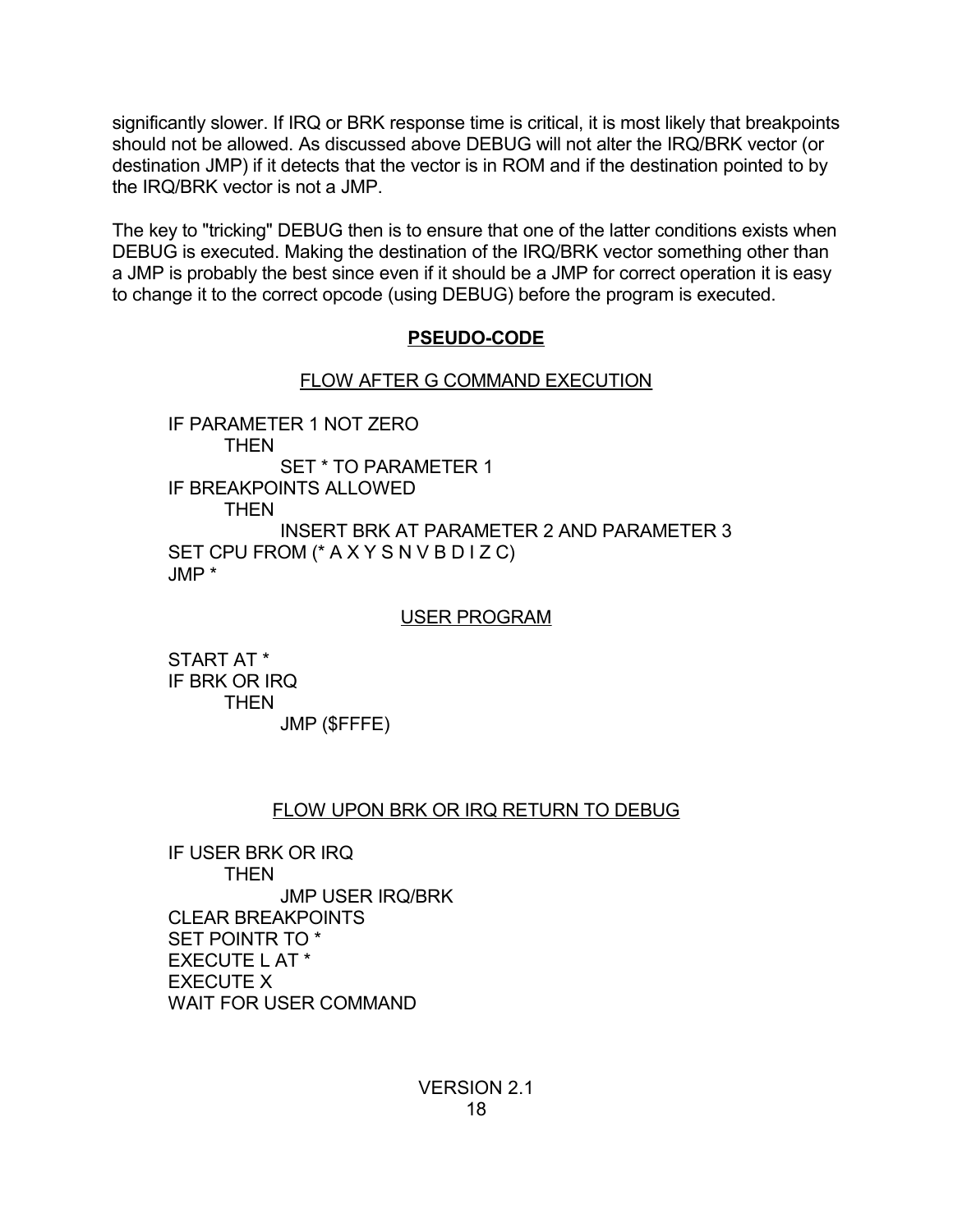significantly slower. If IRQ or BRK response time is critical, it is most likely that breakpoints should not be allowed. As discussed above DEBUG will not alter the IRQ/BRK vector (or destination JMP) if it detects that the vector is in ROM and if the destination pointed to by the IRQ/BRK vector is not a JMP.

The key to "tricking" DEBUG then is to ensure that one of the latter conditions exists when DEBUG is executed. Making the destination of the IRQ/BRK vector something other than a JMP is probably the best since even if it should be a JMP for correct operation it is easy to change it to the correct opcode (using DEBUG) before the program is executed.

## PSEUDO-CODE

### FLOW AFTER G COMMAND EXECUTION

```
IF PARAMETER 1 NOT ZERO
        THEN
                SET * TO PARAMETER 1
IF BREAKPOINTS ALLOWED
        THEN
                INSERT BRK AT PARAMETER 2 AND PARAMETER 3
SET CPU FROM (* A X Y S N V B D I Z C)
JMP *
```

### USER PROGRAM

```
START AT *
IF BRK OR IRQ
        THEN
                JMP ($FFFE)
```

### FLOW UPON BRK OR IRQ RETURN TO DEBUG

```
IF USER BRK OR IRQ
        THEN
                JMP USER IRQ/BRK
CLEAR BREAKPOINTS
SET POINTR TO *
EXECUTE L AT *
EXECUTE X
WAIT FOR USER COMMAND
```

VERSION 2.1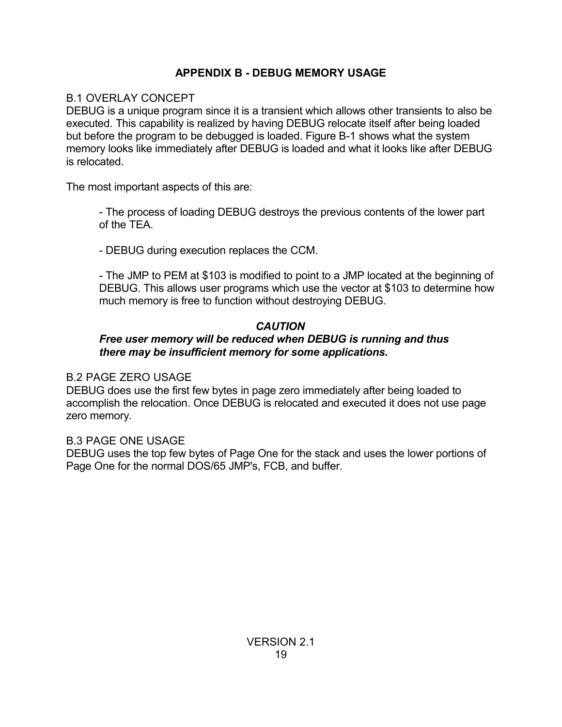# APPENDIX B - DEBUG MEMORY USAGE

## B.1 OVERLAY CONCEPT

DEBUG is a unique program since it is a transient which allows other transients to also be executed. This capability is realized by having DEBUG relocate itself after being loaded but before the program to be debugged is loaded. Figure B-1 shows what the system memory looks like immediately after DEBUG is loaded and what it looks like after DEBUG is relocated.

The most important aspects of this are:

- The process of loading DEBUG destroys the previous contents of the lower part of the TEA.

- DEBUG during execution replaces the CCM.

- The JMP to PEM at $103 is modified to point to a JMP located at the beginning of DEBUG. This allows user programs which use the vector at $103 to determine how much memory is free to function without destroying DEBUG.

***CAUTION***

***Free user memory will be reduced when DEBUG is running and thus there may be insufficient memory for some applications.***

## B.2 PAGE ZERO USAGE

DEBUG does use the first few bytes in page zero immediately after being loaded to accomplish the relocation. Once DEBUG is relocated and executed it does not use page zero memory.

## B.3 PAGE ONE USAGE

DEBUG uses the top few bytes of Page One for the stack and uses the lower portions of Page One for the normal DOS/65 JMP's, FCB, and buffer.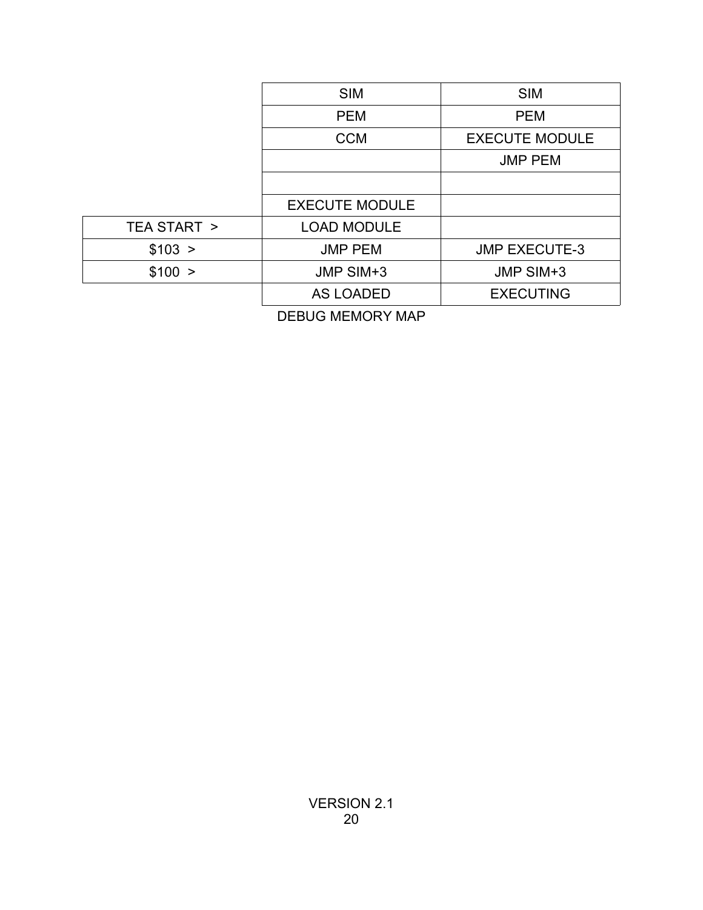| | AS LOADED | EXECUTING |
|---|---|---|
| | SIM | SIM |
| | PEM | PEM |
| | CCM | EXECUTE MODULE |
| | | JMP PEM |
| | | |
| | EXECUTE MODULE | |
| TEA START > | LOAD MODULE | |
| $103 > | JMP PEM | JMP EXECUTE-3 |
| $100 > | JMP SIM+3 | JMP SIM+3 |

DEBUG MEMORY MAP

VERSION 2.1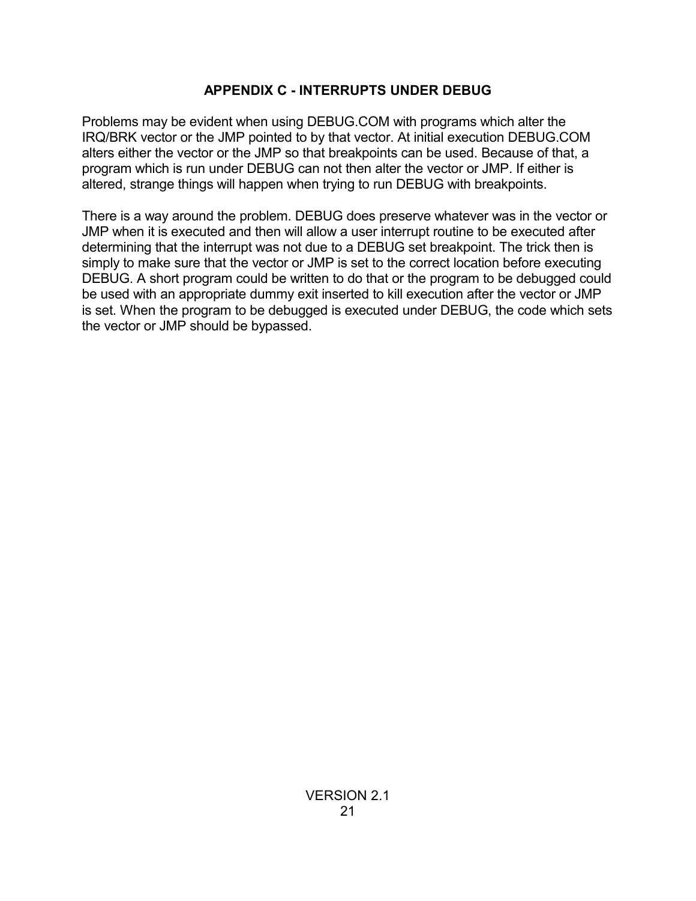# APPENDIX C - INTERRUPTS UNDER DEBUG

Problems may be evident when using DEBUG.COM with programs which alter the IRQ/BRK vector or the JMP pointed to by that vector. At initial execution DEBUG.COM alters either the vector or the JMP so that breakpoints can be used. Because of that, a program which is run under DEBUG can not then alter the vector or JMP. If either is altered, strange things will happen when trying to run DEBUG with breakpoints.

There is a way around the problem. DEBUG does preserve whatever was in the vector or JMP when it is executed and then will allow a user interrupt routine to be executed after determining that the interrupt was not due to a DEBUG set breakpoint. The trick then is simply to make sure that the vector or JMP is set to the correct location before executing DEBUG. A short program could be written to do that or the program to be debugged could be used with an appropriate dummy exit inserted to kill execution after the vector or JMP is set. When the program to be debugged is executed under DEBUG, the code which sets the vector or JMP should be bypassed.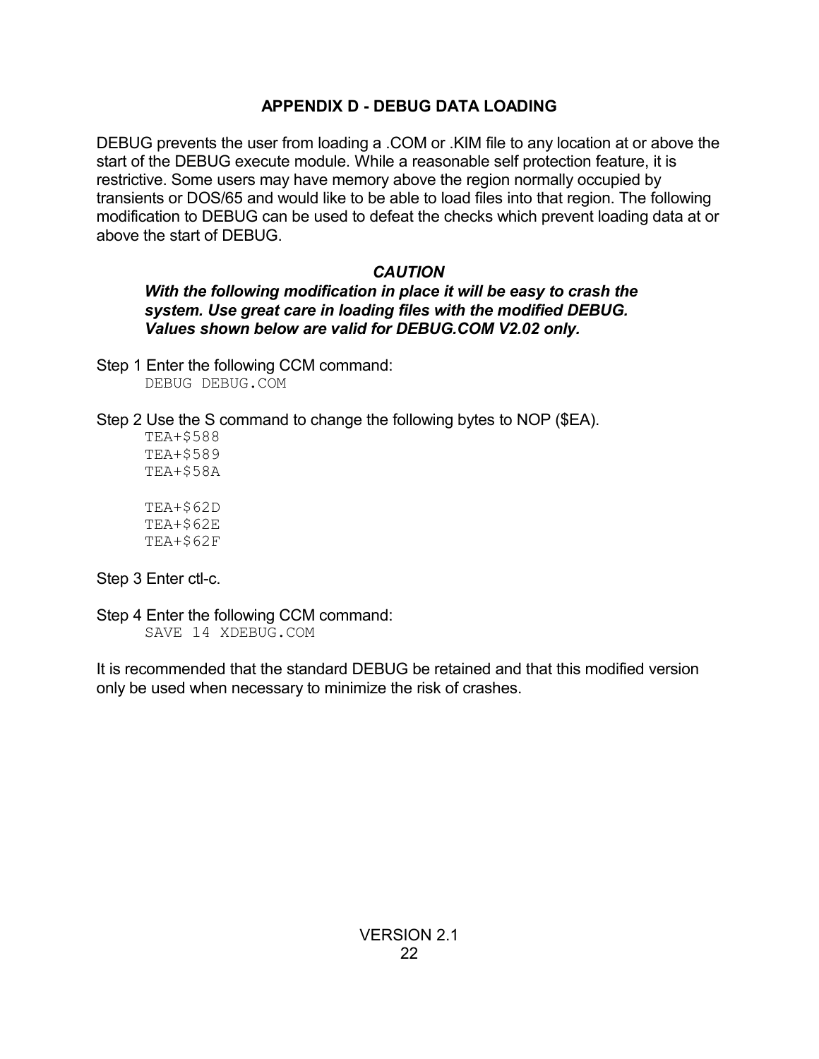## APPENDIX D - DEBUG DATA LOADING

DEBUG prevents the user from loading a .COM or .KIM file to any location at or above the start of the DEBUG execute module. While a reasonable self protection feature, it is restrictive. Some users may have memory above the region normally occupied by transients or DOS/65 and would like to be able to load files into that region. The following modification to DEBUG can be used to defeat the checks which prevent loading data at or above the start of DEBUG.

> ***CAUTION***
>
> ***With the following modification in place it will be easy to crash the system. Use great care in loading files with the modified DEBUG. Values shown below are valid for DEBUG.COM V2.02 only.***

Step 1 Enter the following CCM command:

```
DEBUG DEBUG.COM
```

Step 2 Use the S command to change the following bytes to NOP ($EA).

```
TEA+$588
TEA+$589
TEA+$58A

TEA+$62D
TEA+$62E
TEA+$62F
```

Step 3 Enter ctl-c.

Step 4 Enter the following CCM command:

```
SAVE 14 XDEBUG.COM
```

It is recommended that the standard DEBUG be retained and that this modified version only be used when necessary to minimize the risk of crashes.